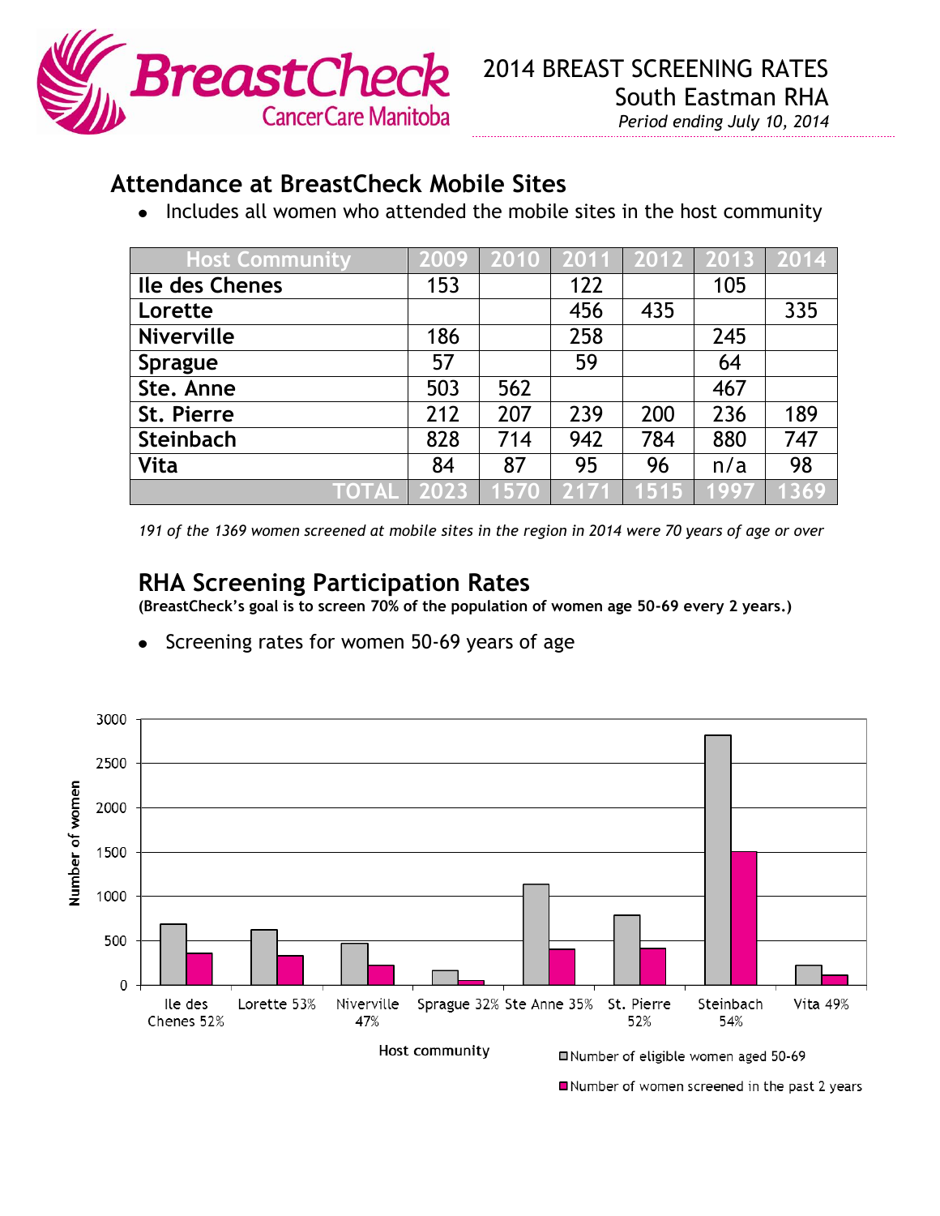BreastCheck CancerCare Manitoba

# 2014 BREAST SCREENING RATES
## South Eastman RHA
*Period ending July 10, 2014*

## Attendance at BreastCheck Mobile Sites

- Includes all women who attended the mobile sites in the host community

| Host Community | 2009 | 2010 | 2011 | 2012 | 2013 | 2014 |
|---|---|---|---|---|---|---|
| Ile des Chenes | 153 | | 122 | | 105 | |
| Lorette | | | 456 | 435 | | 335 |
| Niverville | 186 | | 258 | | 245 | |
| Sprague | 57 | | 59 | | 64 | |
| Ste. Anne | 503 | 562 | | | 467 | |
| St. Pierre | 212 | 207 | 239 | 200 | 236 | 189 |
| Steinbach | 828 | 714 | 942 | 784 | 880 | 747 |
| Vita | 84 | 87 | 95 | 96 | n/a | 98 |
| TOTAL | 2023 | 1570 | 2171 | 1515 | 1997 | 1369 |

*191 of the 1369 women screened at mobile sites in the region in 2014 were 70 years of age or over*

## RHA Screening Participation Rates

**(BreastCheck's goal is to screen 70% of the population of women age 50-69 every 2 years.)**

- Screening rates for women 50-69 years of age

Y-axis: Number of women (0–3000). X-axis: Host community.

Categories: Ile des Chenes 52%, Lorette 53%, Niverville 47%, Sprague 32%, Ste Anne 35%, St. Pierre 52%, Steinbach 54%, Vita 49%

Legend: Number of eligible women aged 50-69; Number of women screened in the past 2 years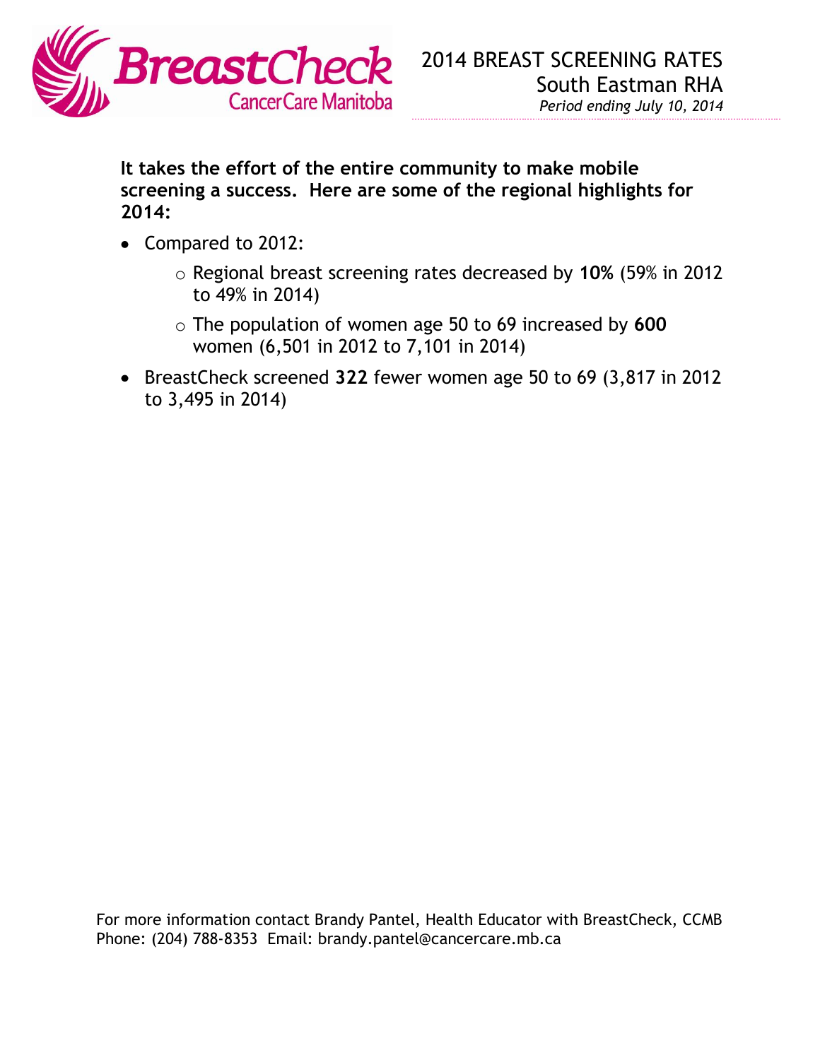BreastCheck
CancerCare Manitoba

# 2014 BREAST SCREENING RATES
## South Eastman RHA
*Period ending July 10, 2014*

**It takes the effort of the entire community to make mobile screening a success. Here are some of the regional highlights for 2014:**

- Compared to 2012:
  - Regional breast screening rates decreased by **10%** (59% in 2012 to 49% in 2014)
  - The population of women age 50 to 69 increased by **600** women (6,501 in 2012 to 7,101 in 2014)
- BreastCheck screened **322** fewer women age 50 to 69 (3,817 in 2012 to 3,495 in 2014)

For more information contact Brandy Pantel, Health Educator with BreastCheck, CCMB
Phone: (204) 788-8353 Email: brandy.pantel@cancercare.mb.ca